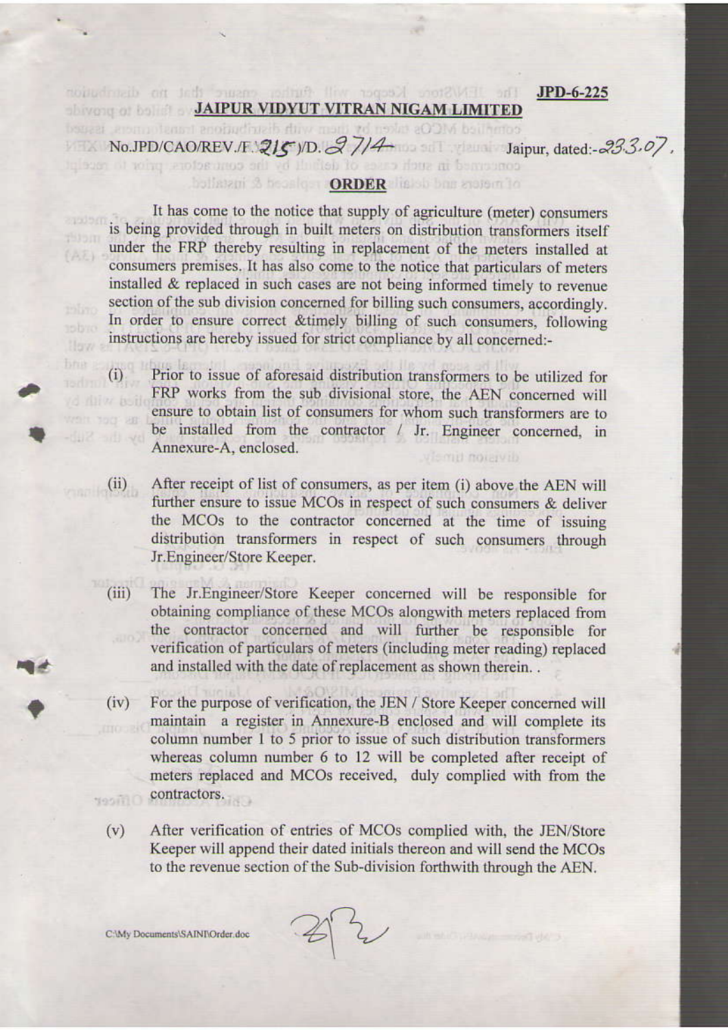JPD-6-225

## JAIPUR VIDYUT VITRAN NIGAM LIMITED

No.JPD/CAO/REV./F.215/D.2714 Jaipur, dated:-23.3.07.

## ORDER

It has come to the notice that supply of agriculture (meter) consumers is being provided through in built meters on distribution transformers itself under the FRP thereby resulting in replacement of the meters installed at consumers premises. It has also come to the notice that particulars of meters installed & replaced in such cases are not being informed timely to revenue section of the sub division concerned for billing such consumers, accordingly. In order to ensure correct &timely billing of such consumers, following instructions are hereby issued for strict compliance by all concerned:-

(i) Prior to issue of aforesaid distribution transformers to be utilized for FRP works from the sub divisional store, the AEN concerned will ensure to obtain list of consumers for whom such transformers are to be installed from the contractor / Jr. Engineer concerned, in Annexure-A, enclosed.

(ii) After receipt of list of consumers, as per item (i) above the AEN will further ensure to issue MCOs in respect of such consumers & deliver the MCOs to the contractor concerned at the time of issuing distribution transformers in respect of such consumers through Jr.Engineer/Store Keeper.

(iii) The Jr.Engineer/Store Keeper concerned will be responsible for obtaining compliance of these MCOs alongwith meters replaced from the contractor concerned and will further be responsible for verification of particulars of meters (including meter reading) replaced and installed with the date of replacement as shown therein. .

(iv) For the purpose of verification, the JEN / Store Keeper concerned will maintain a register in Annexure-B enclosed and will complete its column number 1 to 5 prior to issue of such distribution transformers whereas column number 6 to 12 will be completed after receipt of meters replaced and MCOs received, duly complied with from the contractors.

(v) After verification of entries of MCOs complied with, the JEN/Store Keeper will append their dated initials thereon and will send the MCOs to the revenue section of the Sub-division forthwith through the AEN.

C:\My Documents\SAINI\Order.doc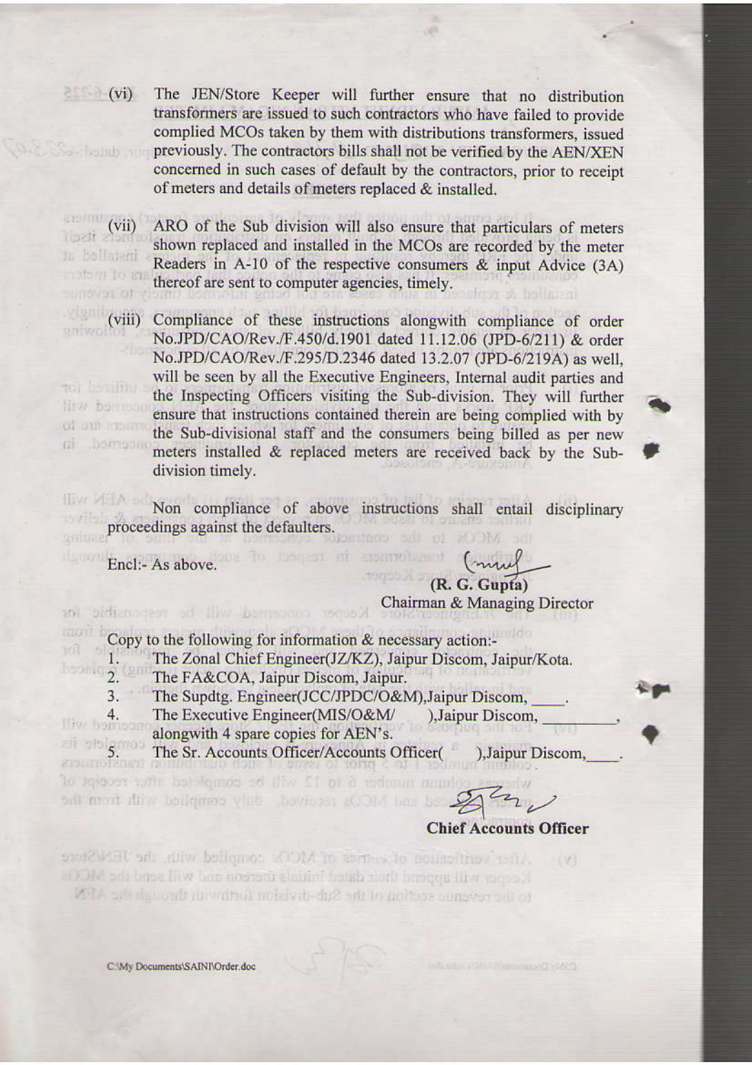(vi) The JEN/Store Keeper will further ensure that no distribution transformers are issued to such contractors who have failed to provide complied MCOs taken by them with distributions transformers, issued previously. The contractors bills shall not be verified by the AEN/XEN concerned in such cases of default by the contractors, prior to receipt of meters and details of meters replaced & installed.

(vii) ARO of the Sub division will also ensure that particulars of meters shown replaced and installed in the MCOs are recorded by the meter Readers in A-10 of the respective consumers & input Advice (3A) thereof are sent to computer agencies, timely.

(viii) Compliance of these instructions alongwith compliance of order No.JPD/CAO/Rev./F.450/d.1901 dated 11.12.06 (JPD-6/211) & order No.JPD/CAO/Rev./F.295/D.2346 dated 13.2.07 (JPD-6/219A) as well, will be seen by all the Executive Engineers, Internal audit parties and the Inspecting Officers visiting the Sub-division. They will further ensure that instructions contained therein are being complied with by the Sub-divisional staff and the consumers being billed as per new meters installed & replaced meters are received back by the Sub-division timely.

Non compliance of above instructions shall entail disciplinary proceedings against the defaulters.

Encl:- As above.

(R. G. Gupta)
Chairman & Managing Director

Copy to the following for information & necessary action:-

1. The Zonal Chief Engineer(JZ/KZ), Jaipur Discom, Jaipur/Kota.
2. The FA&COA, Jaipur Discom, Jaipur.
3. The Supdtg. Engineer(JCC/JPDC/O&M),Jaipur Discom, ____.
4. The Executive Engineer(MIS/O&M/ ),Jaipur Discom, ________, alongwith 4 spare copies for AEN's.
5. The Sr. Accounts Officer/Accounts Officer( ),Jaipur Discom,____.

**Chief Accounts Officer**

C:\My Documents\SAINI\Order.doc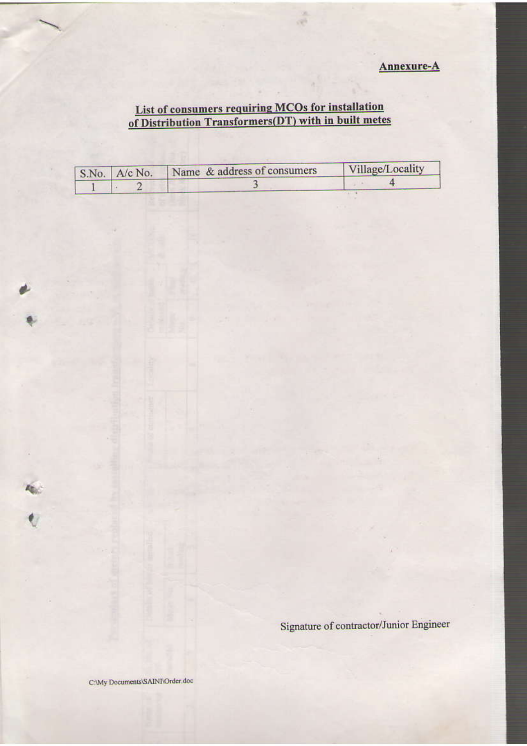**Annexure-A**

**List of consumers requiring MCOs for installation of Distribution Transformers(DT) with in built metes**

| S.No. | A/c No. | Name & address of consumers | Village/Locality |
|---|---|---|---|
| 1 | 2 | 3 | 4 |

Signature of contractor/Junior Engineer

C:\My Documents\SAINI\Order.doc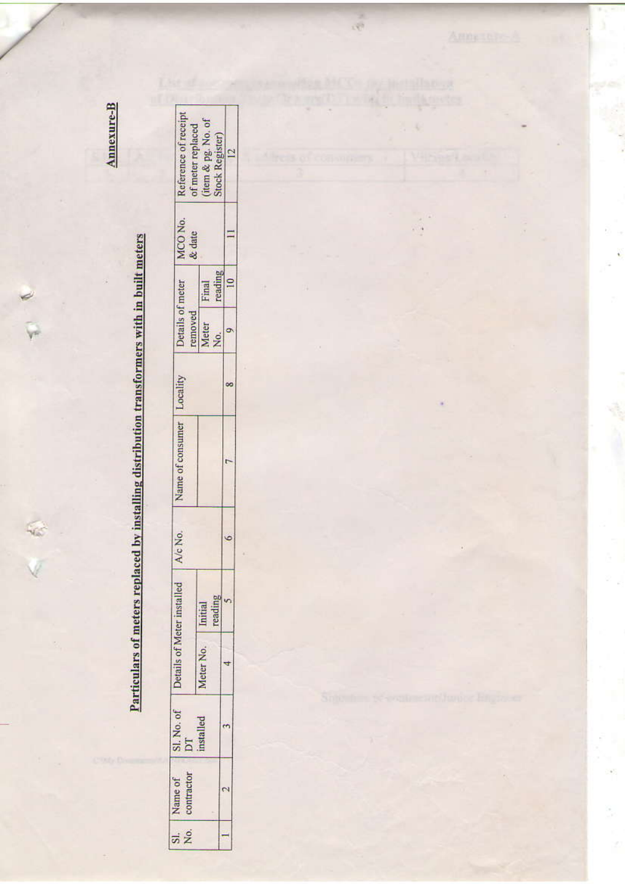**Annexure-B**

**Particulars of meters replaced by installing distribution transformers with in built meters**

| Sl. No. | Name of contractor | Sl. No. of DT installed | Details of Meter installed | | A/c No. | Name of consumer | Locality | Details of meter removed | | MCO No. & date | Reference of receipt of meter replaced (item & pg. No. of Stock Register) |
|---|---|---|---|---|---|---|---|---|---|---|---|
| | | | Meter No. | Initial reading | | | | Meter No. | Final reading | | |
| 1 | 2 | 3 | 4 | 5 | 6 | 7 | 8 | 9 | 10 | 11 | 12 |
| | | | | | | | | | | | |